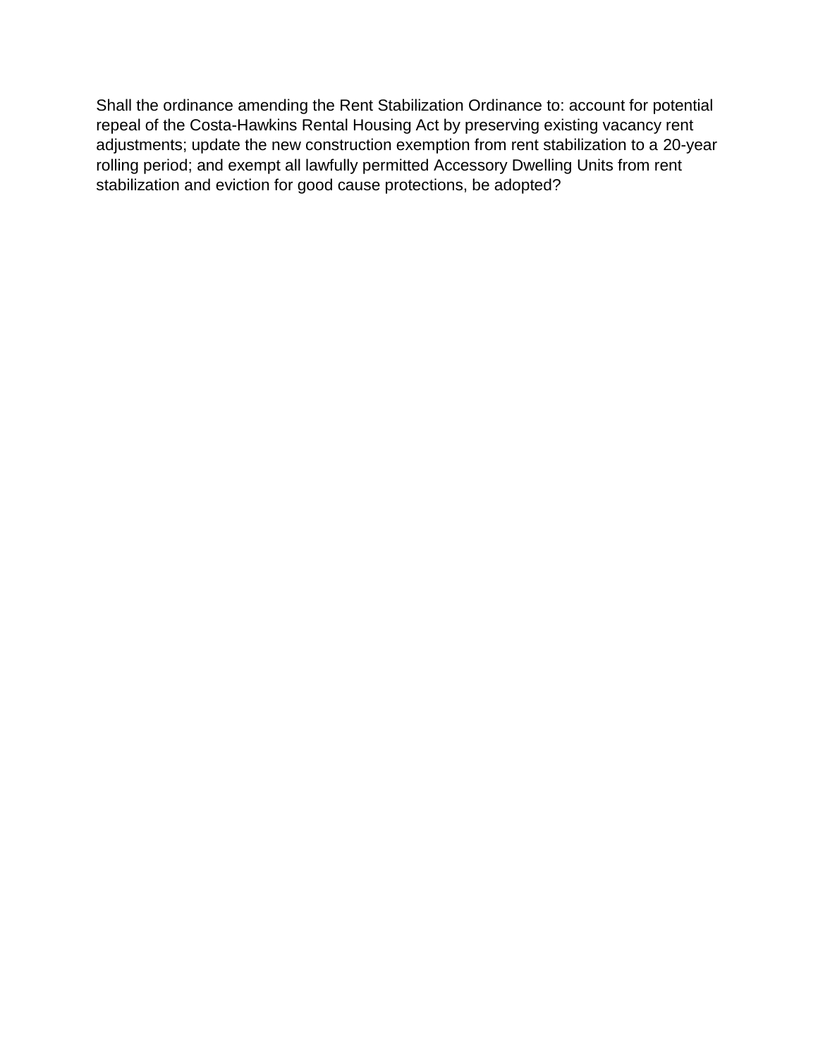Shall the ordinance amending the Rent Stabilization Ordinance to: account for potential repeal of the Costa-Hawkins Rental Housing Act by preserving existing vacancy rent adjustments; update the new construction exemption from rent stabilization to a 20-year rolling period; and exempt all lawfully permitted Accessory Dwelling Units from rent stabilization and eviction for good cause protections, be adopted?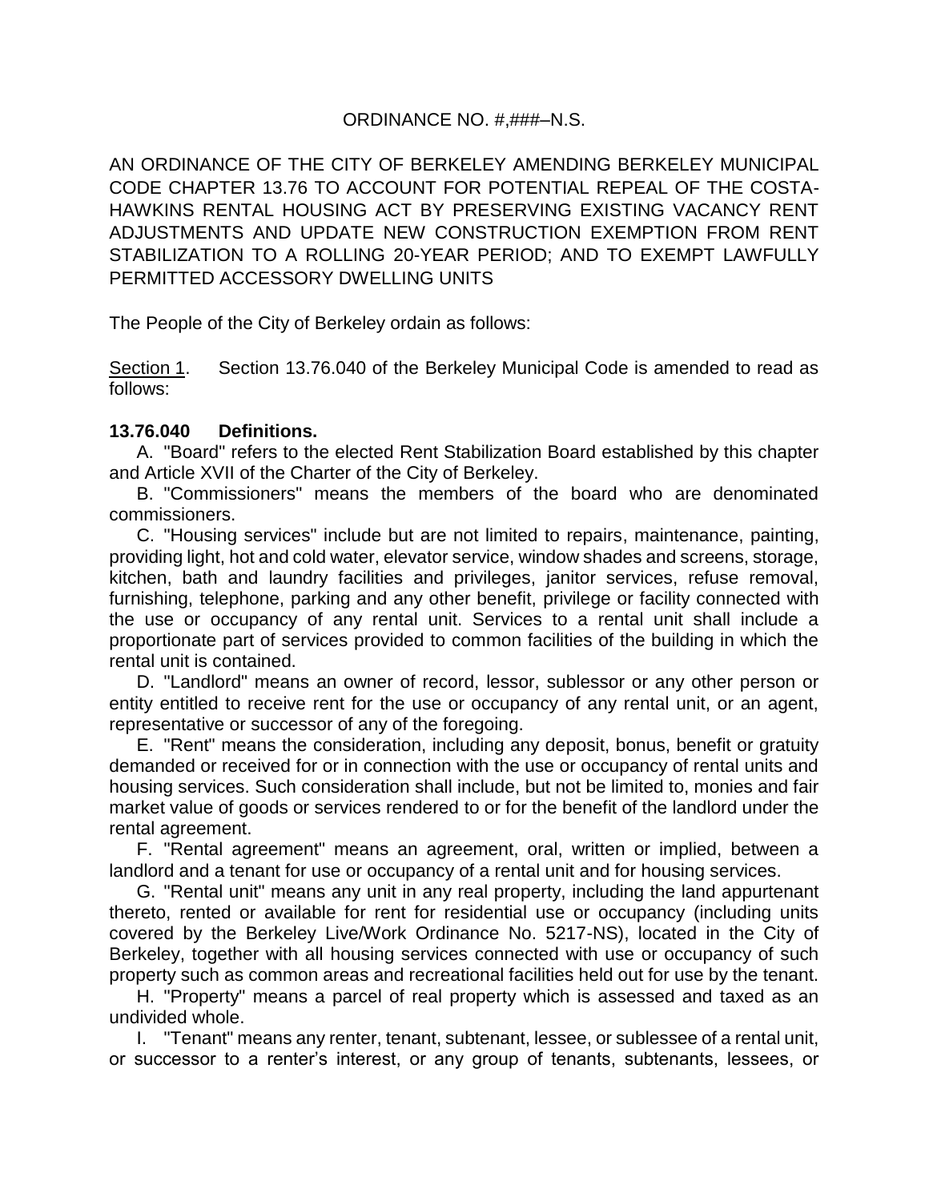ORDINANCE NO. #,###–N.S.

AN ORDINANCE OF THE CITY OF BERKELEY AMENDING BERKELEY MUNICIPAL CODE CHAPTER 13.76 TO ACCOUNT FOR POTENTIAL REPEAL OF THE COSTA-HAWKINS RENTAL HOUSING ACT BY PRESERVING EXISTING VACANCY RENT ADJUSTMENTS AND UPDATE NEW CONSTRUCTION EXEMPTION FROM RENT STABILIZATION TO A ROLLING 20-YEAR PERIOD; AND TO EXEMPT LAWFULLY PERMITTED ACCESSORY DWELLING UNITS

The People of the City of Berkeley ordain as follows:

Section 1. Section 13.76.040 of the Berkeley Municipal Code is amended to read as follows:

**13.76.040 Definitions.**

A. "Board" refers to the elected Rent Stabilization Board established by this chapter and Article XVII of the Charter of the City of Berkeley.

B. "Commissioners" means the members of the board who are denominated commissioners.

C. "Housing services" include but are not limited to repairs, maintenance, painting, providing light, hot and cold water, elevator service, window shades and screens, storage, kitchen, bath and laundry facilities and privileges, janitor services, refuse removal, furnishing, telephone, parking and any other benefit, privilege or facility connected with the use or occupancy of any rental unit. Services to a rental unit shall include a proportionate part of services provided to common facilities of the building in which the rental unit is contained.

D. "Landlord" means an owner of record, lessor, sublessor or any other person or entity entitled to receive rent for the use or occupancy of any rental unit, or an agent, representative or successor of any of the foregoing.

E. "Rent" means the consideration, including any deposit, bonus, benefit or gratuity demanded or received for or in connection with the use or occupancy of rental units and housing services. Such consideration shall include, but not be limited to, monies and fair market value of goods or services rendered to or for the benefit of the landlord under the rental agreement.

F. "Rental agreement" means an agreement, oral, written or implied, between a landlord and a tenant for use or occupancy of a rental unit and for housing services.

G. "Rental unit" means any unit in any real property, including the land appurtenant thereto, rented or available for rent for residential use or occupancy (including units covered by the Berkeley Live/Work Ordinance No. 5217-NS), located in the City of Berkeley, together with all housing services connected with use or occupancy of such property such as common areas and recreational facilities held out for use by the tenant.

H. "Property" means a parcel of real property which is assessed and taxed as an undivided whole.

I. "Tenant" means any renter, tenant, subtenant, lessee, or sublessee of a rental unit, or successor to a renter's interest, or any group of tenants, subtenants, lessees, or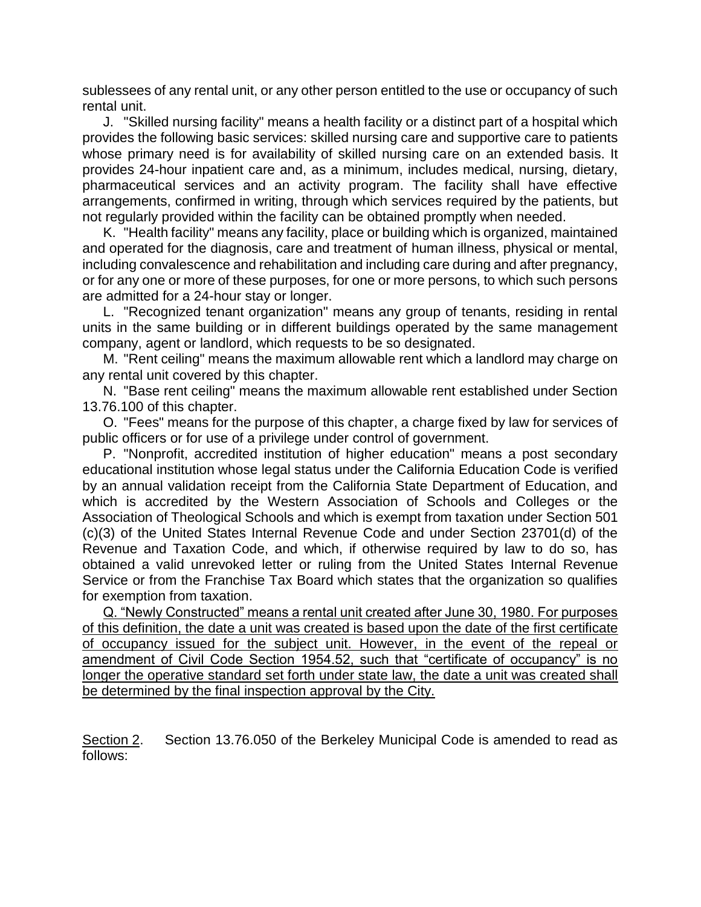sublessees of any rental unit, or any other person entitled to the use or occupancy of such rental unit.

J. "Skilled nursing facility" means a health facility or a distinct part of a hospital which provides the following basic services: skilled nursing care and supportive care to patients whose primary need is for availability of skilled nursing care on an extended basis. It provides 24-hour inpatient care and, as a minimum, includes medical, nursing, dietary, pharmaceutical services and an activity program. The facility shall have effective arrangements, confirmed in writing, through which services required by the patients, but not regularly provided within the facility can be obtained promptly when needed.

K. "Health facility" means any facility, place or building which is organized, maintained and operated for the diagnosis, care and treatment of human illness, physical or mental, including convalescence and rehabilitation and including care during and after pregnancy, or for any one or more of these purposes, for one or more persons, to which such persons are admitted for a 24-hour stay or longer.

L. "Recognized tenant organization" means any group of tenants, residing in rental units in the same building or in different buildings operated by the same management company, agent or landlord, which requests to be so designated.

M. "Rent ceiling" means the maximum allowable rent which a landlord may charge on any rental unit covered by this chapter.

N. "Base rent ceiling" means the maximum allowable rent established under Section 13.76.100 of this chapter.

O. "Fees" means for the purpose of this chapter, a charge fixed by law for services of public officers or for use of a privilege under control of government.

P. "Nonprofit, accredited institution of higher education" means a post secondary educational institution whose legal status under the California Education Code is verified by an annual validation receipt from the California State Department of Education, and which is accredited by the Western Association of Schools and Colleges or the Association of Theological Schools and which is exempt from taxation under Section 501 (c)(3) of the United States Internal Revenue Code and under Section 23701(d) of the Revenue and Taxation Code, and which, if otherwise required by law to do so, has obtained a valid unrevoked letter or ruling from the United States Internal Revenue Service or from the Franchise Tax Board which states that the organization so qualifies for exemption from taxation.

<u>Q. "Newly Constructed" means a rental unit created after June 30, 1980. For purposes of this definition, the date a unit was created is based upon the date of the first certificate of occupancy issued for the subject unit. However, in the event of the repeal or amendment of Civil Code Section 1954.52, such that "certificate of occupancy" is no longer the operative standard set forth under state law, the date a unit was created shall be determined by the final inspection approval by the City.</u>

<u>Section 2</u>. Section 13.76.050 of the Berkeley Municipal Code is amended to read as follows: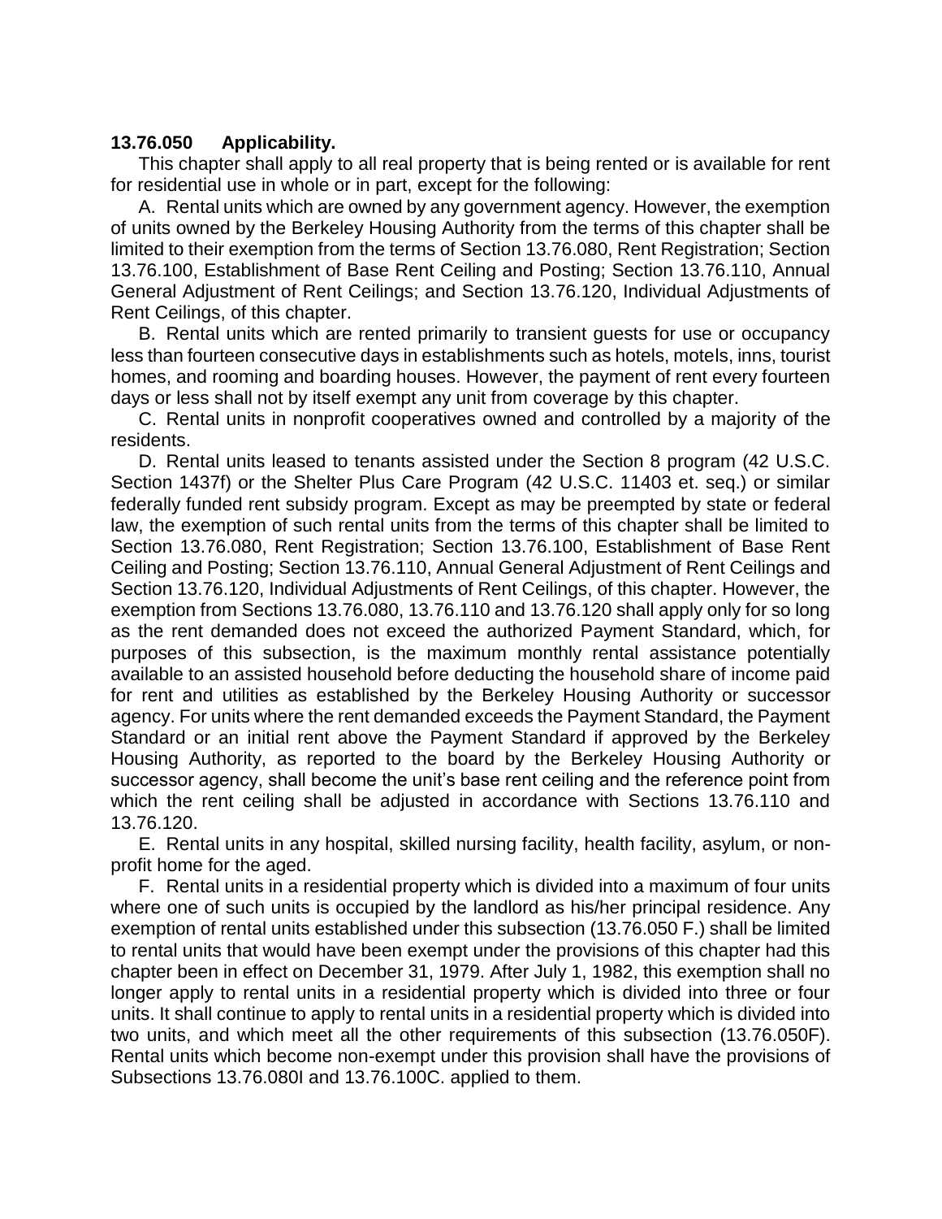**13.76.050 Applicability.**

This chapter shall apply to all real property that is being rented or is available for rent for residential use in whole or in part, except for the following:

A. Rental units which are owned by any government agency. However, the exemption of units owned by the Berkeley Housing Authority from the terms of this chapter shall be limited to their exemption from the terms of Section 13.76.080, Rent Registration; Section 13.76.100, Establishment of Base Rent Ceiling and Posting; Section 13.76.110, Annual General Adjustment of Rent Ceilings; and Section 13.76.120, Individual Adjustments of Rent Ceilings, of this chapter.

B. Rental units which are rented primarily to transient guests for use or occupancy less than fourteen consecutive days in establishments such as hotels, motels, inns, tourist homes, and rooming and boarding houses. However, the payment of rent every fourteen days or less shall not by itself exempt any unit from coverage by this chapter.

C. Rental units in nonprofit cooperatives owned and controlled by a majority of the residents.

D. Rental units leased to tenants assisted under the Section 8 program (42 U.S.C. Section 1437f) or the Shelter Plus Care Program (42 U.S.C. 11403 et. seq.) or similar federally funded rent subsidy program. Except as may be preempted by state or federal law, the exemption of such rental units from the terms of this chapter shall be limited to Section 13.76.080, Rent Registration; Section 13.76.100, Establishment of Base Rent Ceiling and Posting; Section 13.76.110, Annual General Adjustment of Rent Ceilings and Section 13.76.120, Individual Adjustments of Rent Ceilings, of this chapter. However, the exemption from Sections 13.76.080, 13.76.110 and 13.76.120 shall apply only for so long as the rent demanded does not exceed the authorized Payment Standard, which, for purposes of this subsection, is the maximum monthly rental assistance potentially available to an assisted household before deducting the household share of income paid for rent and utilities as established by the Berkeley Housing Authority or successor agency. For units where the rent demanded exceeds the Payment Standard, the Payment Standard or an initial rent above the Payment Standard if approved by the Berkeley Housing Authority, as reported to the board by the Berkeley Housing Authority or successor agency, shall become the unit's base rent ceiling and the reference point from which the rent ceiling shall be adjusted in accordance with Sections 13.76.110 and 13.76.120.

E. Rental units in any hospital, skilled nursing facility, health facility, asylum, or non-profit home for the aged.

F. Rental units in a residential property which is divided into a maximum of four units where one of such units is occupied by the landlord as his/her principal residence. Any exemption of rental units established under this subsection (13.76.050 F.) shall be limited to rental units that would have been exempt under the provisions of this chapter had this chapter been in effect on December 31, 1979. After July 1, 1982, this exemption shall no longer apply to rental units in a residential property which is divided into three or four units. It shall continue to apply to rental units in a residential property which is divided into two units, and which meet all the other requirements of this subsection (13.76.050F). Rental units which become non-exempt under this provision shall have the provisions of Subsections 13.76.080I and 13.76.100C. applied to them.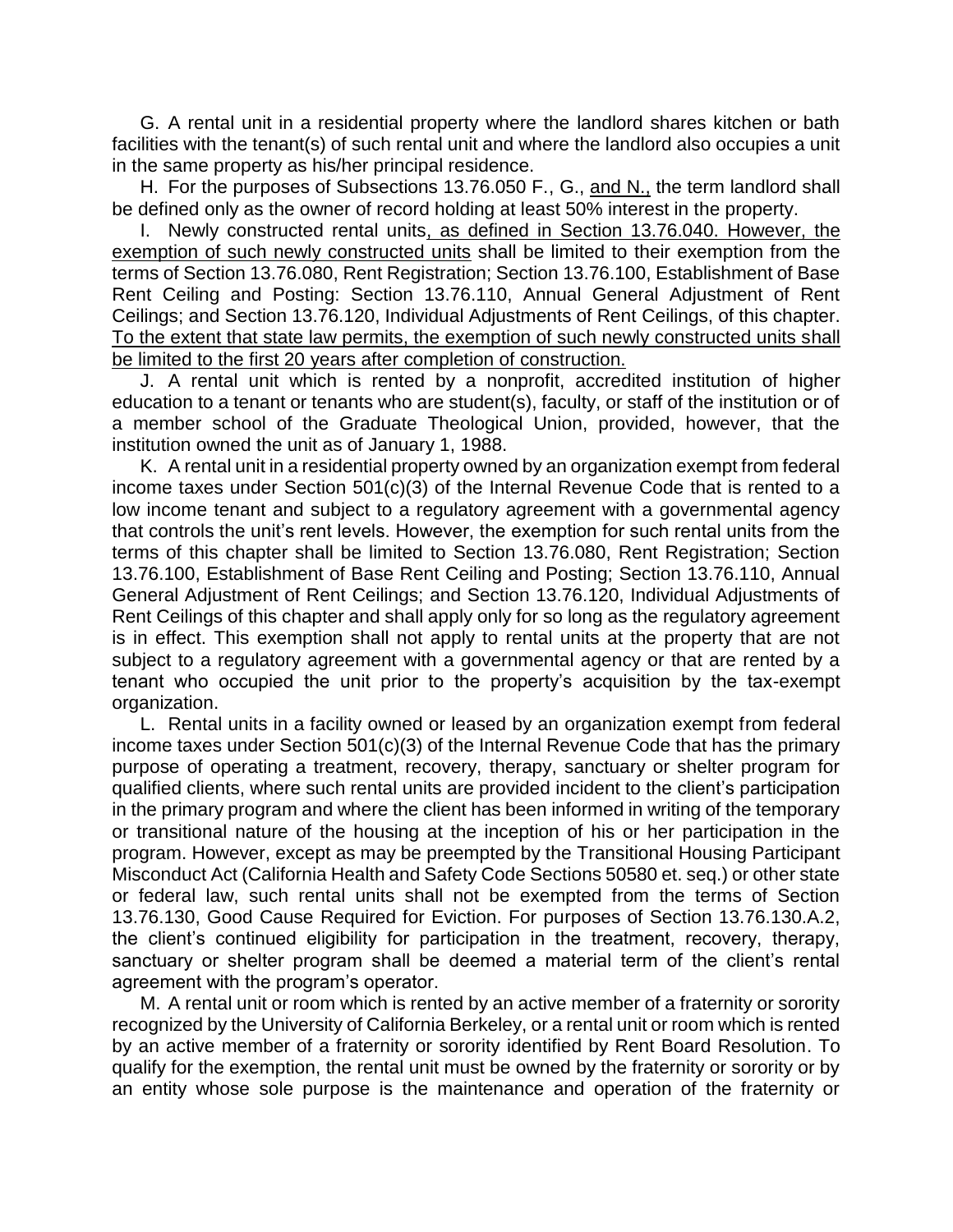G. A rental unit in a residential property where the landlord shares kitchen or bath facilities with the tenant(s) of such rental unit and where the landlord also occupies a unit in the same property as his/her principal residence.

H. For the purposes of Subsections 13.76.050 F., G., <u>and N.,</u> the term landlord shall be defined only as the owner of record holding at least 50% interest in the property.

I. Newly constructed rental units<u>, as defined in Section 13.76.040. However, the exemption of such newly constructed units</u> shall be limited to their exemption from the terms of Section 13.76.080, Rent Registration; Section 13.76.100, Establishment of Base Rent Ceiling and Posting: Section 13.76.110, Annual General Adjustment of Rent Ceilings; and Section 13.76.120, Individual Adjustments of Rent Ceilings, of this chapter. <u>To the extent that state law permits, the exemption of such newly constructed units shall be limited to the first 20 years after completion of construction.</u>

J. A rental unit which is rented by a nonprofit, accredited institution of higher education to a tenant or tenants who are student(s), faculty, or staff of the institution or of a member school of the Graduate Theological Union, provided, however, that the institution owned the unit as of January 1, 1988.

K. A rental unit in a residential property owned by an organization exempt from federal income taxes under Section 501(c)(3) of the Internal Revenue Code that is rented to a low income tenant and subject to a regulatory agreement with a governmental agency that controls the unit's rent levels. However, the exemption for such rental units from the terms of this chapter shall be limited to Section 13.76.080, Rent Registration; Section 13.76.100, Establishment of Base Rent Ceiling and Posting; Section 13.76.110, Annual General Adjustment of Rent Ceilings; and Section 13.76.120, Individual Adjustments of Rent Ceilings of this chapter and shall apply only for so long as the regulatory agreement is in effect. This exemption shall not apply to rental units at the property that are not subject to a regulatory agreement with a governmental agency or that are rented by a tenant who occupied the unit prior to the property's acquisition by the tax-exempt organization.

L. Rental units in a facility owned or leased by an organization exempt from federal income taxes under Section 501(c)(3) of the Internal Revenue Code that has the primary purpose of operating a treatment, recovery, therapy, sanctuary or shelter program for qualified clients, where such rental units are provided incident to the client's participation in the primary program and where the client has been informed in writing of the temporary or transitional nature of the housing at the inception of his or her participation in the program. However, except as may be preempted by the Transitional Housing Participant Misconduct Act (California Health and Safety Code Sections 50580 et. seq.) or other state or federal law, such rental units shall not be exempted from the terms of Section 13.76.130, Good Cause Required for Eviction. For purposes of Section 13.76.130.A.2, the client's continued eligibility for participation in the treatment, recovery, therapy, sanctuary or shelter program shall be deemed a material term of the client's rental agreement with the program's operator.

M. A rental unit or room which is rented by an active member of a fraternity or sorority recognized by the University of California Berkeley, or a rental unit or room which is rented by an active member of a fraternity or sorority identified by Rent Board Resolution. To qualify for the exemption, the rental unit must be owned by the fraternity or sorority or by an entity whose sole purpose is the maintenance and operation of the fraternity or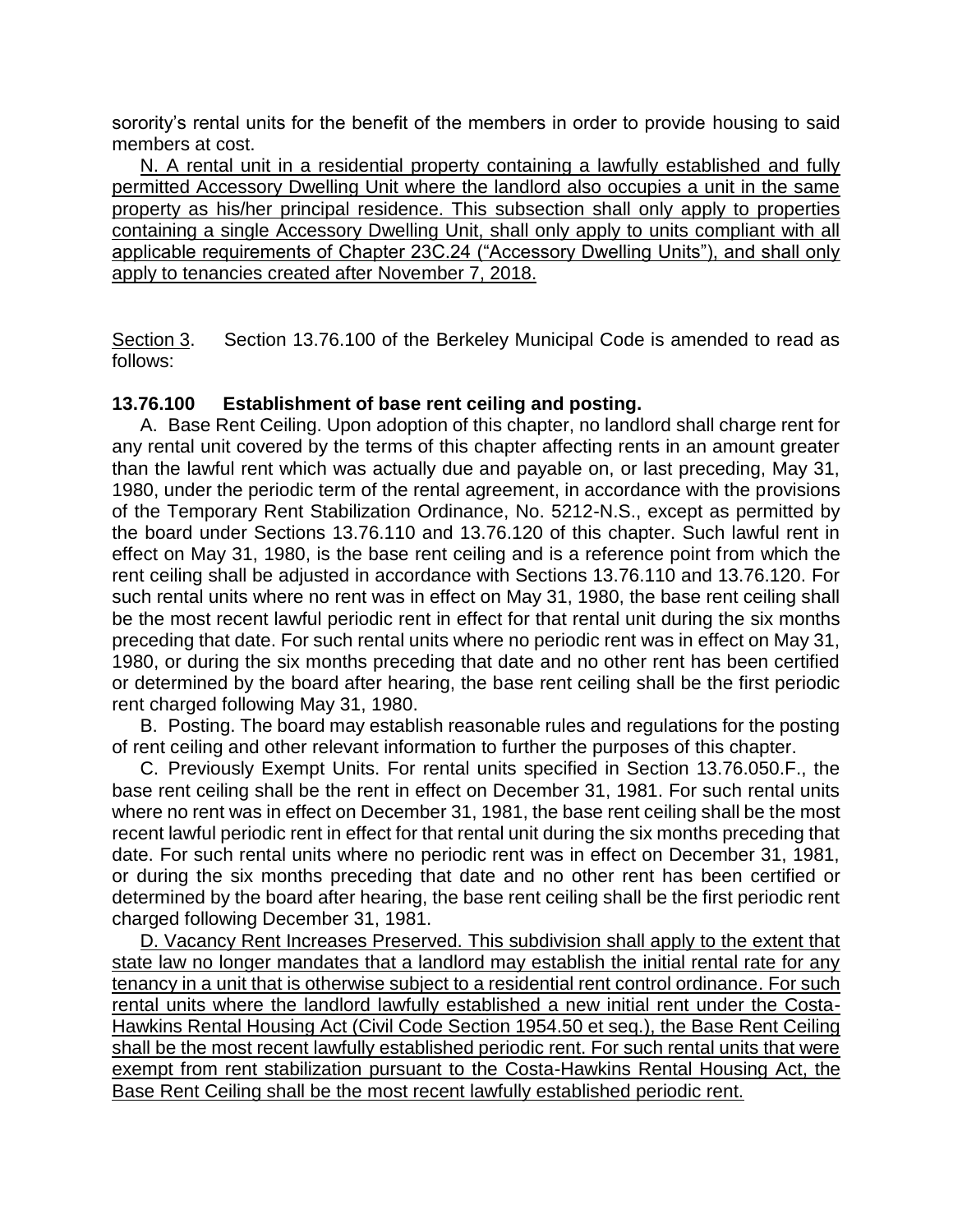sorority's rental units for the benefit of the members in order to provide housing to said members at cost.

<u>N. A rental unit in a residential property containing a lawfully established and fully permitted Accessory Dwelling Unit where the landlord also occupies a unit in the same property as his/her principal residence. This subsection shall only apply to properties containing a single Accessory Dwelling Unit, shall only apply to units compliant with all applicable requirements of Chapter 23C.24 ("Accessory Dwelling Units"), and shall only apply to tenancies created after November 7, 2018.</u>

<u>Section 3</u>. Section 13.76.100 of the Berkeley Municipal Code is amended to read as follows:

**13.76.100 Establishment of base rent ceiling and posting.**

A. Base Rent Ceiling. Upon adoption of this chapter, no landlord shall charge rent for any rental unit covered by the terms of this chapter affecting rents in an amount greater than the lawful rent which was actually due and payable on, or last preceding, May 31, 1980, under the periodic term of the rental agreement, in accordance with the provisions of the Temporary Rent Stabilization Ordinance, No. 5212-N.S., except as permitted by the board under Sections 13.76.110 and 13.76.120 of this chapter. Such lawful rent in effect on May 31, 1980, is the base rent ceiling and is a reference point from which the rent ceiling shall be adjusted in accordance with Sections 13.76.110 and 13.76.120. For such rental units where no rent was in effect on May 31, 1980, the base rent ceiling shall be the most recent lawful periodic rent in effect for that rental unit during the six months preceding that date. For such rental units where no periodic rent was in effect on May 31, 1980, or during the six months preceding that date and no other rent has been certified or determined by the board after hearing, the base rent ceiling shall be the first periodic rent charged following May 31, 1980.

B. Posting. The board may establish reasonable rules and regulations for the posting of rent ceiling and other relevant information to further the purposes of this chapter.

C. Previously Exempt Units. For rental units specified in Section 13.76.050.F., the base rent ceiling shall be the rent in effect on December 31, 1981. For such rental units where no rent was in effect on December 31, 1981, the base rent ceiling shall be the most recent lawful periodic rent in effect for that rental unit during the six months preceding that date. For such rental units where no periodic rent was in effect on December 31, 1981, or during the six months preceding that date and no other rent has been certified or determined by the board after hearing, the base rent ceiling shall be the first periodic rent charged following December 31, 1981.

<u>D. Vacancy Rent Increases Preserved. This subdivision shall apply to the extent that state law no longer mandates that a landlord may establish the initial rental rate for any tenancy in a unit that is otherwise subject to a residential rent control ordinance. For such rental units where the landlord lawfully established a new initial rent under the Costa-Hawkins Rental Housing Act (Civil Code Section 1954.50 et seq.), the Base Rent Ceiling shall be the most recent lawfully established periodic rent. For such rental units that were exempt from rent stabilization pursuant to the Costa-Hawkins Rental Housing Act, the Base Rent Ceiling shall be the most recent lawfully established periodic rent.</u>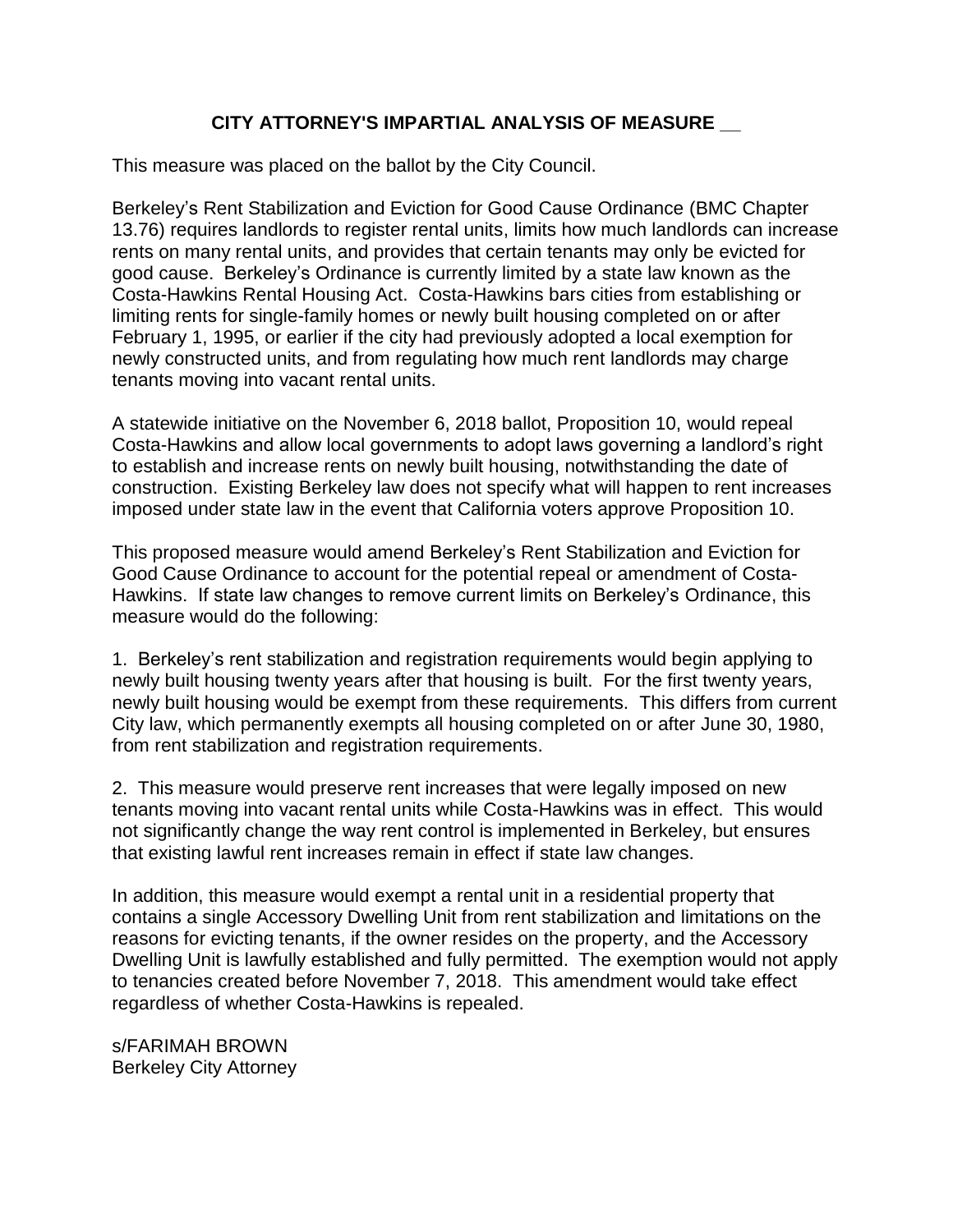# CITY ATTORNEY'S IMPARTIAL ANALYSIS OF MEASURE __

This measure was placed on the ballot by the City Council.

Berkeley's Rent Stabilization and Eviction for Good Cause Ordinance (BMC Chapter 13.76) requires landlords to register rental units, limits how much landlords can increase rents on many rental units, and provides that certain tenants may only be evicted for good cause. Berkeley's Ordinance is currently limited by a state law known as the Costa-Hawkins Rental Housing Act. Costa-Hawkins bars cities from establishing or limiting rents for single-family homes or newly built housing completed on or after February 1, 1995, or earlier if the city had previously adopted a local exemption for newly constructed units, and from regulating how much rent landlords may charge tenants moving into vacant rental units.

A statewide initiative on the November 6, 2018 ballot, Proposition 10, would repeal Costa-Hawkins and allow local governments to adopt laws governing a landlord's right to establish and increase rents on newly built housing, notwithstanding the date of construction. Existing Berkeley law does not specify what will happen to rent increases imposed under state law in the event that California voters approve Proposition 10.

This proposed measure would amend Berkeley's Rent Stabilization and Eviction for Good Cause Ordinance to account for the potential repeal or amendment of Costa-Hawkins. If state law changes to remove current limits on Berkeley's Ordinance, this measure would do the following:

1. Berkeley's rent stabilization and registration requirements would begin applying to newly built housing twenty years after that housing is built. For the first twenty years, newly built housing would be exempt from these requirements. This differs from current City law, which permanently exempts all housing completed on or after June 30, 1980, from rent stabilization and registration requirements.

2. This measure would preserve rent increases that were legally imposed on new tenants moving into vacant rental units while Costa-Hawkins was in effect. This would not significantly change the way rent control is implemented in Berkeley, but ensures that existing lawful rent increases remain in effect if state law changes.

In addition, this measure would exempt a rental unit in a residential property that contains a single Accessory Dwelling Unit from rent stabilization and limitations on the reasons for evicting tenants, if the owner resides on the property, and the Accessory Dwelling Unit is lawfully established and fully permitted. The exemption would not apply to tenancies created before November 7, 2018. This amendment would take effect regardless of whether Costa-Hawkins is repealed.

s/FARIMAH BROWN
Berkeley City Attorney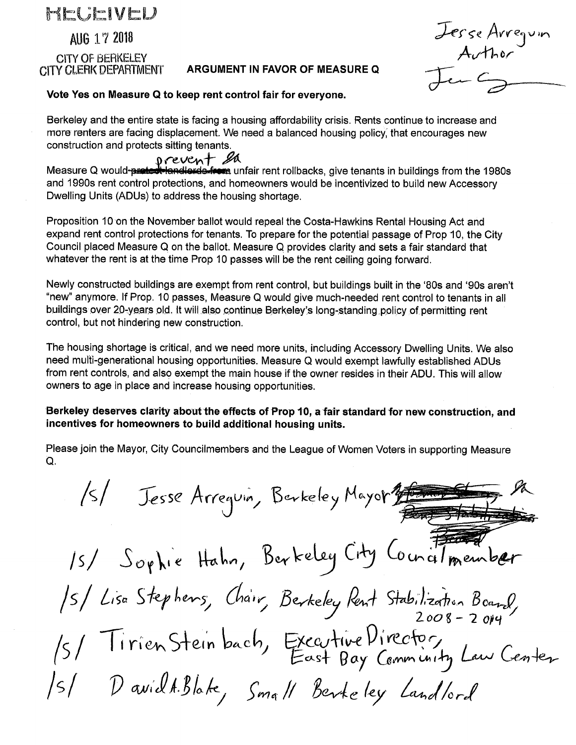RECEIVED

AUG 17 2018

CITY OF BERKELEY
CITY CLERK DEPARTMENT

Jesse Arreguin
Author

# ARGUMENT IN FAVOR OF MEASURE Q

**Vote Yes on Measure Q to keep rent control fair for everyone.**

Berkeley and the entire state is facing a housing affordability crisis. Rents continue to increase and more renters are facing displacement. We need a balanced housing policy, that encourages new construction and protects sitting tenants.

Measure Q would ~~protect landlords from~~ prevent unfair rent rollbacks, give tenants in buildings from the 1980s and 1990s rent control protections, and homeowners would be incentivized to build new Accessory Dwelling Units (ADUs) to address the housing shortage.

Proposition 10 on the November ballot would repeal the Costa-Hawkins Rental Housing Act and expand rent control protections for tenants. To prepare for the potential passage of Prop 10, the City Council placed Measure Q on the ballot. Measure Q provides clarity and sets a fair standard that whatever the rent is at the time Prop 10 passes will be the rent ceiling going forward.

Newly constructed buildings are exempt from rent control, but buildings built in the '80s and '90s aren't "new" anymore. If Prop. 10 passes, Measure Q would give much-needed rent control to tenants in all buildings over 20-years old. It will also continue Berkeley's long-standing policy of permitting rent control, but not hindering new construction.

The housing shortage is critical, and we need more units, including Accessory Dwelling Units. We also need multi-generational housing opportunities. Measure Q would exempt lawfully established ADUs from rent controls, and also exempt the main house if the owner resides in their ADU. This will allow owners to age in place and increase housing opportunities.

**Berkeley deserves clarity about the effects of Prop 10, a fair standard for new construction, and incentives for homeowners to build additional housing units.**

Please join the Mayor, City Councilmembers and the League of Women Voters in supporting Measure Q.

/s/ Jesse Arreguin, Berkeley Mayor

/s/ Sophie Hahn, Berkeley City Councilmember

/s/ Lisa Stephens, Chair, Berkeley Rent Stabilization Board, 2008 - 2014

/s/ Tirien Steinbach, Executive Director, East Bay Community Law Center

/s/ David A. Blake, Small Berkeley Landlord